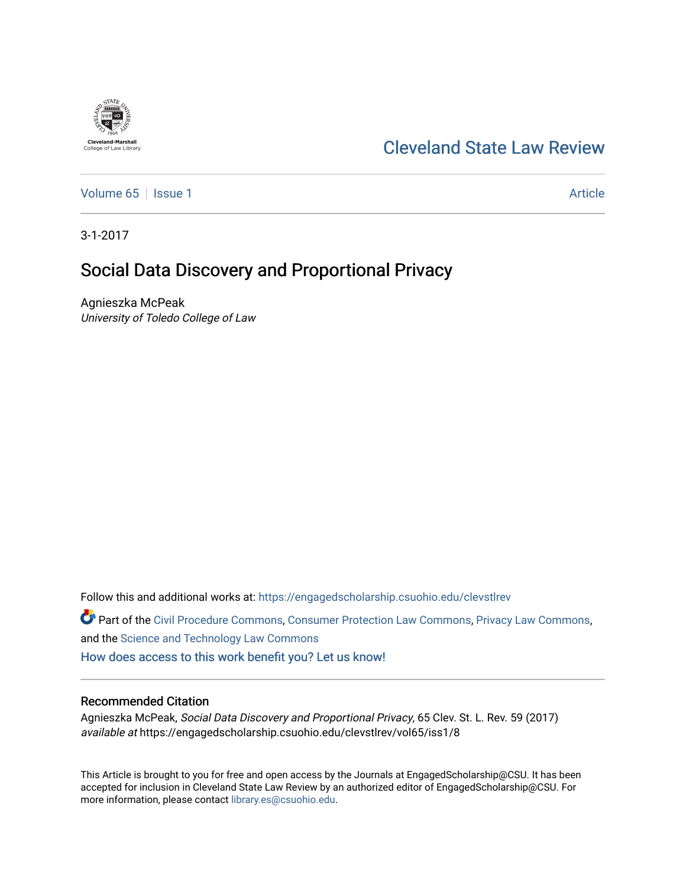Cleveland-Marshall College of Law Library

# Cleveland State Law Review

Volume 65 | Issue 1 | Article

3-1-2017

## Social Data Discovery and Proportional Privacy

Agnieszka McPeak
*University of Toledo College of Law*

Follow this and additional works at: https://engagedscholarship.csuohio.edu/clevstlrev

Part of the Civil Procedure Commons, Consumer Protection Law Commons, Privacy Law Commons, and the Science and Technology Law Commons

How does access to this work benefit you? Let us know!

### Recommended Citation

Agnieszka McPeak, *Social Data Discovery and Proportional Privacy*, 65 Clev. St. L. Rev. 59 (2017) *available at* https://engagedscholarship.csuohio.edu/clevstlrev/vol65/iss1/8

This Article is brought to you for free and open access by the Journals at EngagedScholarship@CSU. It has been accepted for inclusion in Cleveland State Law Review by an authorized editor of EngagedScholarship@CSU. For more information, please contact library.es@csuohio.edu.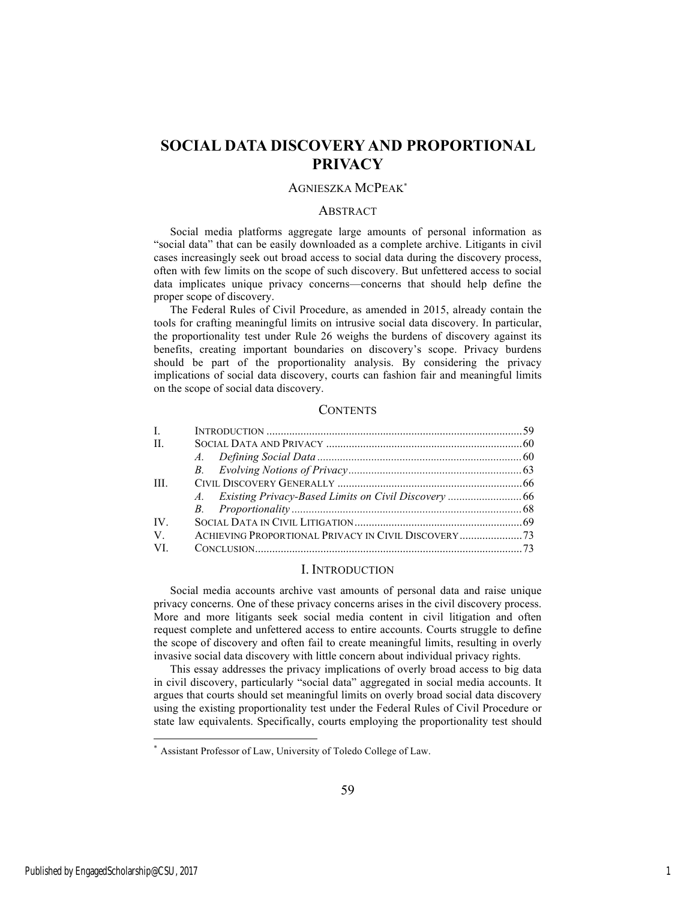# SOCIAL DATA DISCOVERY AND PROPORTIONAL PRIVACY

AGNIESZKA MCPEAK[*]

## ABSTRACT

Social media platforms aggregate large amounts of personal information as "social data" that can be easily downloaded as a complete archive. Litigants in civil cases increasingly seek out broad access to social data during the discovery process, often with few limits on the scope of such discovery. But unfettered access to social data implicates unique privacy concerns—concerns that should help define the proper scope of discovery.

The Federal Rules of Civil Procedure, as amended in 2015, already contain the tools for crafting meaningful limits on intrusive social data discovery. In particular, the proportionality test under Rule 26 weighs the burdens of discovery against its benefits, creating important boundaries on discovery's scope. Privacy burdens should be part of the proportionality analysis. By considering the privacy implications of social data discovery, courts can fashion fair and meaningful limits on the scope of social data discovery.

## CONTENTS

| | | |
|---|---|---|
| I. | INTRODUCTION | 59 |
| II. | SOCIAL DATA AND PRIVACY | 60 |
| | *A. Defining Social Data* | 60 |
| | *B. Evolving Notions of Privacy* | 63 |
| III. | CIVIL DISCOVERY GENERALLY | 66 |
| | *A. Existing Privacy-Based Limits on Civil Discovery* | 66 |
| | *B. Proportionality* | 68 |
| IV. | SOCIAL DATA IN CIVIL LITIGATION | 69 |
| V. | ACHIEVING PROPORTIONAL PRIVACY IN CIVIL DISCOVERY | 73 |
| VI. | CONCLUSION | 73 |

## I. INTRODUCTION

Social media accounts archive vast amounts of personal data and raise unique privacy concerns. One of these privacy concerns arises in the civil discovery process. More and more litigants seek social media content in civil litigation and often request complete and unfettered access to entire accounts. Courts struggle to define the scope of discovery and often fail to create meaningful limits, resulting in overly invasive social data discovery with little concern about individual privacy rights.

This essay addresses the privacy implications of overly broad access to big data in civil discovery, particularly "social data" aggregated in social media accounts. It argues that courts should set meaningful limits on overly broad social data discovery using the existing proportionality test under the Federal Rules of Civil Procedure or state law equivalents. Specifically, courts employing the proportionality test should

---

[*] Assistant Professor of Law, University of Toledo College of Law.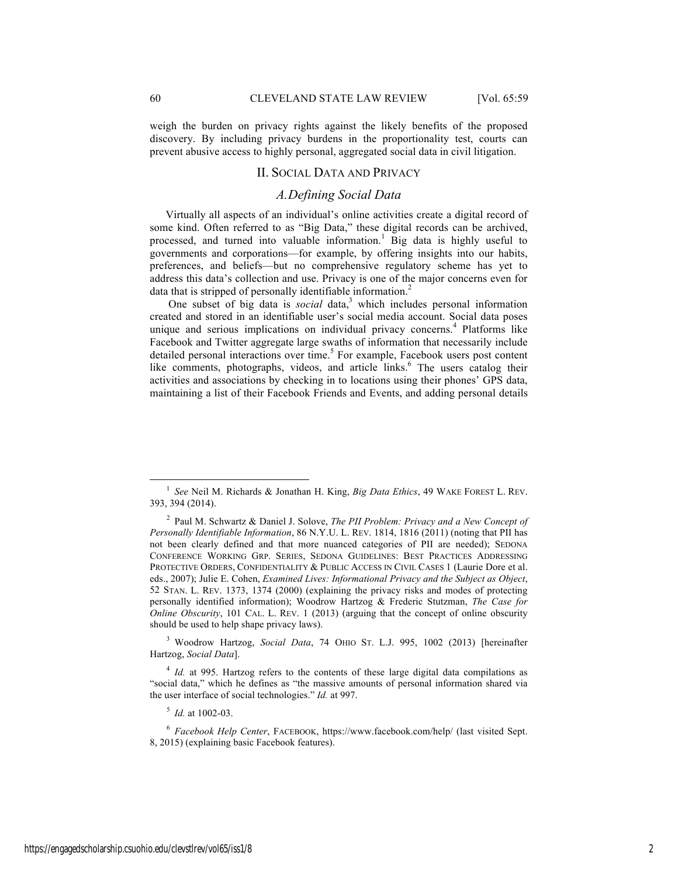weigh the burden on privacy rights against the likely benefits of the proposed discovery. By including privacy burdens in the proportionality test, courts can prevent abusive access to highly personal, aggregated social data in civil litigation.

## II. SOCIAL DATA AND PRIVACY

### *A. Defining Social Data*

Virtually all aspects of an individual's online activities create a digital record of some kind. Often referred to as "Big Data," these digital records can be archived, processed, and turned into valuable information.[1] Big data is highly useful to governments and corporations—for example, by offering insights into our habits, preferences, and beliefs—but no comprehensive regulatory scheme has yet to address this data's collection and use. Privacy is one of the major concerns even for data that is stripped of personally identifiable information.[2]

One subset of big data is *social* data,[3] which includes personal information created and stored in an identifiable user's social media account. Social data poses unique and serious implications on individual privacy concerns.[4] Platforms like Facebook and Twitter aggregate large swaths of information that necessarily include detailed personal interactions over time.[5] For example, Facebook users post content like comments, photographs, videos, and article links.[6] The users catalog their activities and associations by checking in to locations using their phones' GPS data, maintaining a list of their Facebook Friends and Events, and adding personal details

---

[1] *See* Neil M. Richards & Jonathan H. King, *Big Data Ethics*, 49 WAKE FOREST L. REV. 393, 394 (2014).

[2] Paul M. Schwartz & Daniel J. Solove, *The PII Problem: Privacy and a New Concept of Personally Identifiable Information*, 86 N.Y.U. L. REV. 1814, 1816 (2011) (noting that PII has not been clearly defined and that more nuanced categories of PII are needed); SEDONA CONFERENCE WORKING GRP. SERIES, SEDONA GUIDELINES: BEST PRACTICES ADDRESSING PROTECTIVE ORDERS, CONFIDENTIALITY & PUBLIC ACCESS IN CIVIL CASES 1 (Laurie Dore et al. eds., 2007); Julie E. Cohen, *Examined Lives: Informational Privacy and the Subject as Object*, 52 STAN. L. REV. 1373, 1374 (2000) (explaining the privacy risks and modes of protecting personally identified information); Woodrow Hartzog & Frederic Stutzman, *The Case for Online Obscurity*, 101 CAL. L. REV. 1 (2013) (arguing that the concept of online obscurity should be used to help shape privacy laws).

[3] Woodrow Hartzog, *Social Data*, 74 OHIO ST. L.J. 995, 1002 (2013) [hereinafter Hartzog, *Social Data*].

[4] *Id.* at 995. Hartzog refers to the contents of these large digital data compilations as "social data," which he defines as "the massive amounts of personal information shared via the user interface of social technologies." *Id.* at 997.

[5] *Id.* at 1002-03.

[6] *Facebook Help Center*, FACEBOOK, https://www.facebook.com/help/ (last visited Sept. 8, 2015) (explaining basic Facebook features).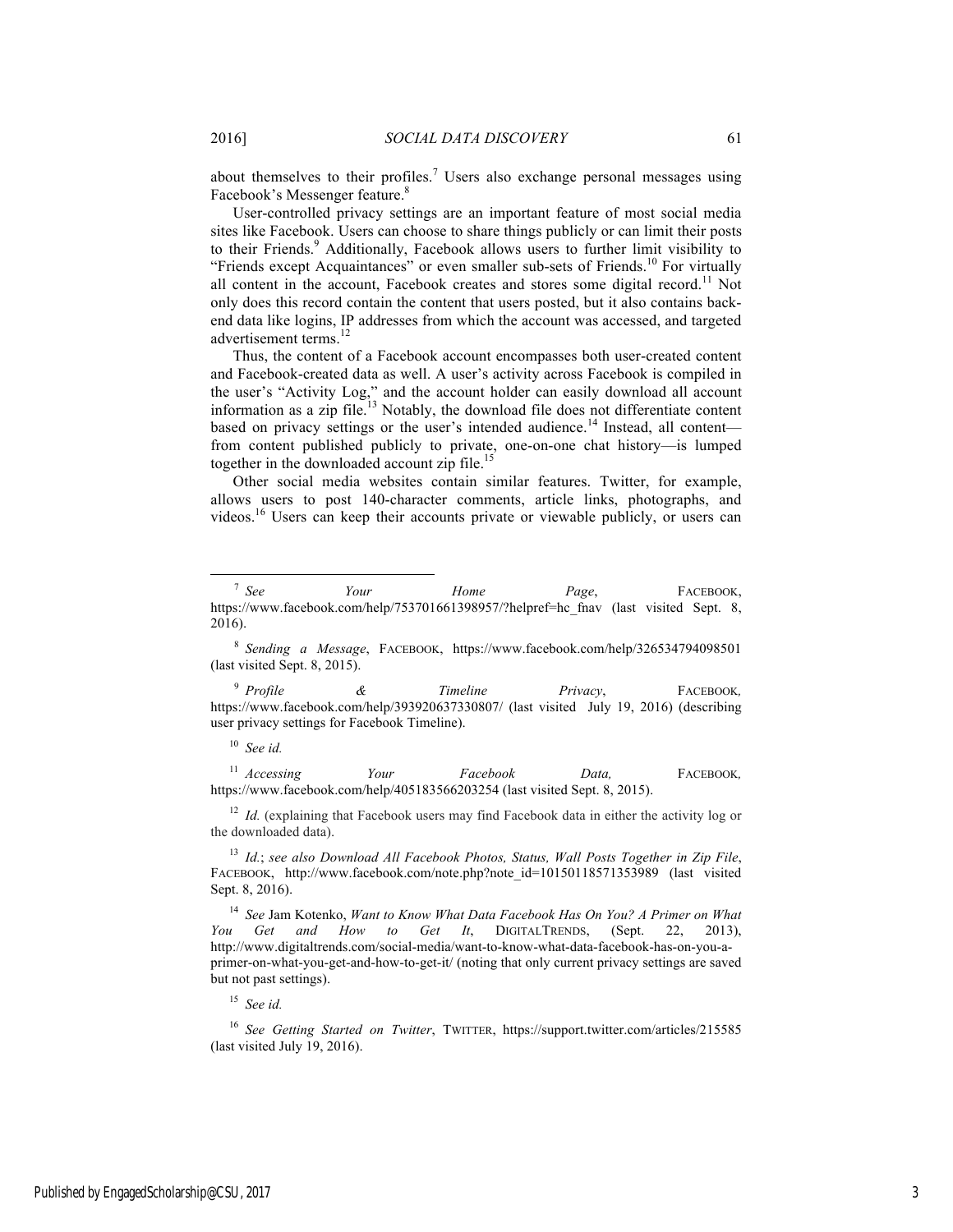about themselves to their profiles.[7] Users also exchange personal messages using Facebook's Messenger feature.[8]

User-controlled privacy settings are an important feature of most social media sites like Facebook. Users can choose to share things publicly or can limit their posts to their Friends.[9] Additionally, Facebook allows users to further limit visibility to "Friends except Acquaintances" or even smaller sub-sets of Friends.[10] For virtually all content in the account, Facebook creates and stores some digital record.[11] Not only does this record contain the content that users posted, but it also contains back-end data like logins, IP addresses from which the account was accessed, and targeted advertisement terms.[12]

Thus, the content of a Facebook account encompasses both user-created content and Facebook-created data as well. A user's activity across Facebook is compiled in the user's "Activity Log," and the account holder can easily download all account information as a zip file.[13] Notably, the download file does not differentiate content based on privacy settings or the user's intended audience.[14] Instead, all content—from content published publicly to private, one-on-one chat history—is lumped together in the downloaded account zip file.[15]

Other social media websites contain similar features. Twitter, for example, allows users to post 140-character comments, article links, photographs, and videos.[16] Users can keep their accounts private or viewable publicly, or users can

---

[7] *See Your Home Page*, FACEBOOK, https://www.facebook.com/help/753701661398957/?helpref=hc_fnav (last visited Sept. 8, 2016).

[8] *Sending a Message*, FACEBOOK, https://www.facebook.com/help/326534794098501 (last visited Sept. 8, 2015).

[9] *Profile & Timeline Privacy*, FACEBOOK, https://www.facebook.com/help/393920637330807/ (last visited July 19, 2016) (describing user privacy settings for Facebook Timeline).

[10] *See id.*

[11] *Accessing Your Facebook Data,* FACEBOOK, https://www.facebook.com/help/405183566203254 (last visited Sept. 8, 2015).

[12] *Id.* (explaining that Facebook users may find Facebook data in either the activity log or the downloaded data).

[13] *Id.*; *see also Download All Facebook Photos, Status, Wall Posts Together in Zip File*, FACEBOOK, http://www.facebook.com/note.php?note_id=10150118571353989 (last visited Sept. 8, 2016).

[14] *See* Jam Kotenko, *Want to Know What Data Facebook Has On You? A Primer on What You Get and How to Get It*, DIGITALTRENDS, (Sept. 22, 2013), http://www.digitaltrends.com/social-media/want-to-know-what-data-facebook-has-on-you-a-primer-on-what-you-get-and-how-to-get-it/ (noting that only current privacy settings are saved but not past settings).

[15] *See id.*

[16] *See Getting Started on Twitter*, TWITTER, https://support.twitter.com/articles/215585 (last visited July 19, 2016).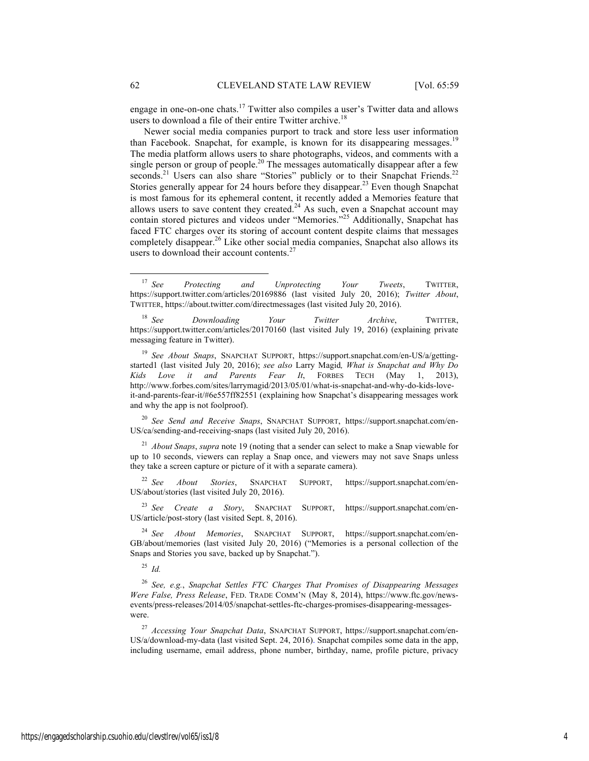engage in one-on-one chats.[17] Twitter also compiles a user's Twitter data and allows users to download a file of their entire Twitter archive.[18]

Newer social media companies purport to track and store less user information than Facebook. Snapchat, for example, is known for its disappearing messages.[19] The media platform allows users to share photographs, videos, and comments with a single person or group of people.[20] The messages automatically disappear after a few seconds.[21] Users can also share "Stories" publicly or to their Snapchat Friends.[22] Stories generally appear for 24 hours before they disappear.[23] Even though Snapchat is most famous for its ephemeral content, it recently added a Memories feature that allows users to save content they created.[24] As such, even a Snapchat account may contain stored pictures and videos under "Memories."[25] Additionally, Snapchat has faced FTC charges over its storing of account content despite claims that messages completely disappear.[26] Like other social media companies, Snapchat also allows its users to download their account contents.[27]

---

[17] *See Protecting and Unprotecting Your Tweets*, TWITTER, https://support.twitter.com/articles/20169886 (last visited July 20, 2016); *Twitter About*, TWITTER, https://about.twitter.com/directmessages (last visited July 20, 2016).

[18] *See Downloading Your Twitter Archive*, TWITTER, https://support.twitter.com/articles/20170160 (last visited July 19, 2016) (explaining private messaging feature in Twitter).

[19] *See About Snaps*, SNAPCHAT SUPPORT, https://support.snapchat.com/en-US/a/getting-started1 (last visited July 20, 2016); *see also* Larry Magid, *What is Snapchat and Why Do Kids Love it and Parents Fear It*, FORBES TECH (May 1, 2013), http://www.forbes.com/sites/larrymagid/2013/05/01/what-is-snapchat-and-why-do-kids-love-it-and-parents-fear-it/#6e557ff82551 (explaining how Snapchat's disappearing messages work and why the app is not foolproof).

[20] *See Send and Receive Snaps*, SNAPCHAT SUPPORT, https://support.snapchat.com/en-US/ca/sending-and-receiving-snaps (last visited July 20, 2016).

[21] *About Snaps*, *supra* note 19 (noting that a sender can select to make a Snap viewable for up to 10 seconds, viewers can replay a Snap once, and viewers may not save Snaps unless they take a screen capture or picture of it with a separate camera).

[22] *See About Stories*, SNAPCHAT SUPPORT, https://support.snapchat.com/en-US/about/stories (last visited July 20, 2016).

[23] *See Create a Story*, SNAPCHAT SUPPORT, https://support.snapchat.com/en-US/article/post-story (last visited Sept. 8, 2016).

[24] *See About Memories*, SNAPCHAT SUPPORT, https://support.snapchat.com/en-GB/about/memories (last visited July 20, 2016) ("Memories is a personal collection of the Snaps and Stories you save, backed up by Snapchat.").

[25] *Id.*

[26] *See, e.g.*, *Snapchat Settles FTC Charges That Promises of Disappearing Messages Were False, Press Release*, FED. TRADE COMM'N (May 8, 2014), https://www.ftc.gov/news-events/press-releases/2014/05/snapchat-settles-ftc-charges-promises-disappearing-messages-were.

[27] *Accessing Your Snapchat Data*, SNAPCHAT SUPPORT, https://support.snapchat.com/en-US/a/download-my-data (last visited Sept. 24, 2016). Snapchat compiles some data in the app, including username, email address, phone number, birthday, name, profile picture, privacy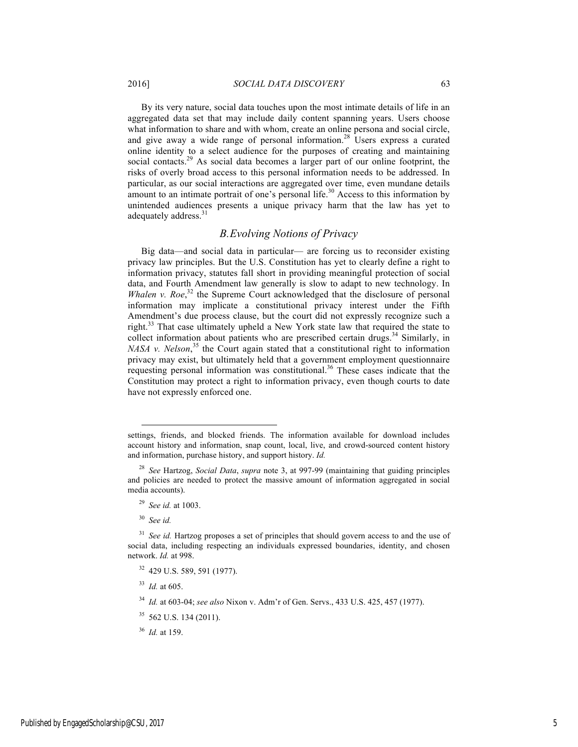By its very nature, social data touches upon the most intimate details of life in an aggregated data set that may include daily content spanning years. Users choose what information to share and with whom, create an online persona and social circle, and give away a wide range of personal information.[28] Users express a curated online identity to a select audience for the purposes of creating and maintaining social contacts.[29] As social data becomes a larger part of our online footprint, the risks of overly broad access to this personal information needs to be addressed. In particular, as our social interactions are aggregated over time, even mundane details amount to an intimate portrait of one's personal life.[30] Access to this information by unintended audiences presents a unique privacy harm that the law has yet to adequately address.[31]

## *B. Evolving Notions of Privacy*

Big data—and social data in particular— are forcing us to reconsider existing privacy law principles. But the U.S. Constitution has yet to clearly define a right to information privacy, statutes fall short in providing meaningful protection of social data, and Fourth Amendment law generally is slow to adapt to new technology. In *Whalen v. Roe*,[32] the Supreme Court acknowledged that the disclosure of personal information may implicate a constitutional privacy interest under the Fifth Amendment's due process clause, but the court did not expressly recognize such a right.[33] That case ultimately upheld a New York state law that required the state to collect information about patients who are prescribed certain drugs.[34] Similarly, in *NASA v. Nelson*,[35] the Court again stated that a constitutional right to information privacy may exist, but ultimately held that a government employment questionnaire requesting personal information was constitutional.[36] These cases indicate that the Constitution may protect a right to information privacy, even though courts to date have not expressly enforced one.

---

settings, friends, and blocked friends. The information available for download includes account history and information, snap count, local, live, and crowd-sourced content history and information, purchase history, and support history. *Id.*

[28] *See* Hartzog, *Social Data*, *supra* note 3, at 997-99 (maintaining that guiding principles and policies are needed to protect the massive amount of information aggregated in social media accounts).

[29] *See id.* at 1003.

[30] *See id.*

[31] *See id.* Hartzog proposes a set of principles that should govern access to and the use of social data, including respecting an individuals expressed boundaries, identity, and chosen network. *Id.* at 998.

[32] 429 U.S. 589, 591 (1977).

[33] *Id.* at 605.

[34] *Id.* at 603-04; *see also* Nixon v. Adm'r of Gen. Servs., 433 U.S. 425, 457 (1977).

[35] 562 U.S. 134 (2011).

[36] *Id.* at 159.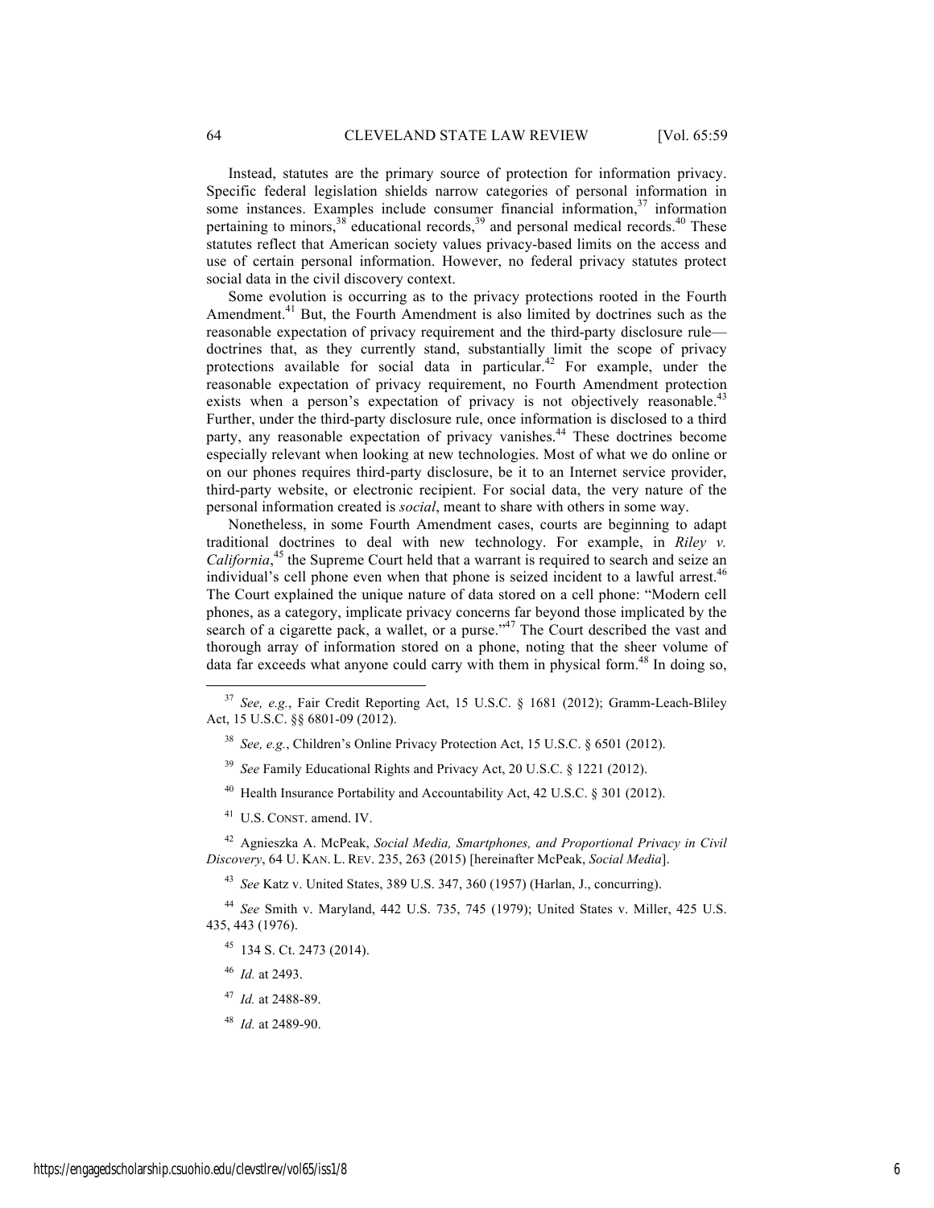Instead, statutes are the primary source of protection for information privacy. Specific federal legislation shields narrow categories of personal information in some instances. Examples include consumer financial information,[37] information pertaining to minors,[38] educational records,[39] and personal medical records.[40] These statutes reflect that American society values privacy-based limits on the access and use of certain personal information. However, no federal privacy statutes protect social data in the civil discovery context.

Some evolution is occurring as to the privacy protections rooted in the Fourth Amendment.[41] But, the Fourth Amendment is also limited by doctrines such as the reasonable expectation of privacy requirement and the third-party disclosure rule—doctrines that, as they currently stand, substantially limit the scope of privacy protections available for social data in particular.[42] For example, under the reasonable expectation of privacy requirement, no Fourth Amendment protection exists when a person's expectation of privacy is not objectively reasonable.[43] Further, under the third-party disclosure rule, once information is disclosed to a third party, any reasonable expectation of privacy vanishes.[44] These doctrines become especially relevant when looking at new technologies. Most of what we do online or on our phones requires third-party disclosure, be it to an Internet service provider, third-party website, or electronic recipient. For social data, the very nature of the personal information created is *social*, meant to share with others in some way.

Nonetheless, in some Fourth Amendment cases, courts are beginning to adapt traditional doctrines to deal with new technology. For example, in *Riley v. California*,[45] the Supreme Court held that a warrant is required to search and seize an individual's cell phone even when that phone is seized incident to a lawful arrest.[46] The Court explained the unique nature of data stored on a cell phone: "Modern cell phones, as a category, implicate privacy concerns far beyond those implicated by the search of a cigarette pack, a wallet, or a purse."[47] The Court described the vast and thorough array of information stored on a phone, noting that the sheer volume of data far exceeds what anyone could carry with them in physical form.[48] In doing so,

---

[37] *See, e.g.*, Fair Credit Reporting Act, 15 U.S.C. § 1681 (2012); Gramm-Leach-Bliley Act, 15 U.S.C. §§ 6801-09 (2012).

[38] *See, e.g.*, Children's Online Privacy Protection Act, 15 U.S.C. § 6501 (2012).

[39] *See* Family Educational Rights and Privacy Act, 20 U.S.C. § 1221 (2012).

[40] Health Insurance Portability and Accountability Act, 42 U.S.C. § 301 (2012).

[41] U.S. CONST. amend. IV.

[42] Agnieszka A. McPeak, *Social Media, Smartphones, and Proportional Privacy in Civil Discovery*, 64 U. KAN. L. REV. 235, 263 (2015) [hereinafter McPeak, *Social Media*].

[43] *See* Katz v. United States, 389 U.S. 347, 360 (1957) (Harlan, J., concurring).

[44] *See* Smith v. Maryland, 442 U.S. 735, 745 (1979); United States v. Miller, 425 U.S. 435, 443 (1976).

[45] 134 S. Ct. 2473 (2014).

[46] *Id.* at 2493.

[47] *Id.* at 2488-89.

[48] *Id.* at 2489-90.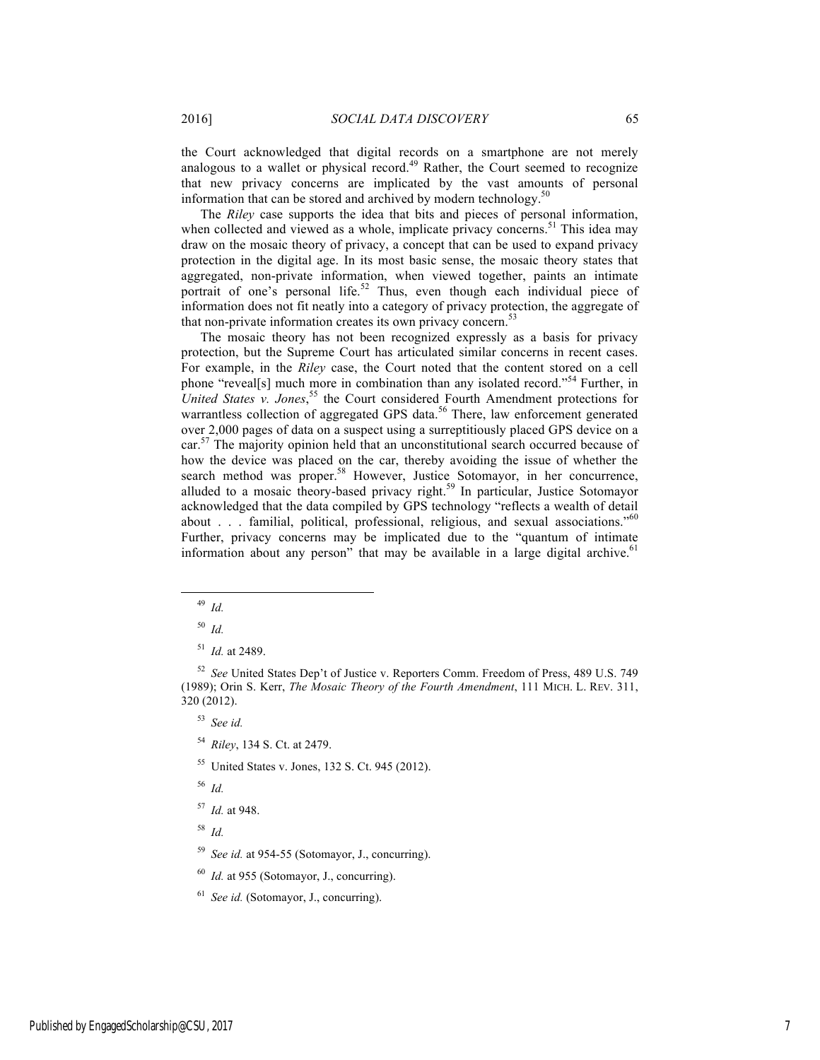the Court acknowledged that digital records on a smartphone are not merely analogous to a wallet or physical record.[49] Rather, the Court seemed to recognize that new privacy concerns are implicated by the vast amounts of personal information that can be stored and archived by modern technology.[50]

The *Riley* case supports the idea that bits and pieces of personal information, when collected and viewed as a whole, implicate privacy concerns.[51] This idea may draw on the mosaic theory of privacy, a concept that can be used to expand privacy protection in the digital age. In its most basic sense, the mosaic theory states that aggregated, non-private information, when viewed together, paints an intimate portrait of one's personal life.[52] Thus, even though each individual piece of information does not fit neatly into a category of privacy protection, the aggregate of that non-private information creates its own privacy concern.[53]

The mosaic theory has not been recognized expressly as a basis for privacy protection, but the Supreme Court has articulated similar concerns in recent cases. For example, in the *Riley* case, the Court noted that the content stored on a cell phone "reveal[s] much more in combination than any isolated record."[54] Further, in *United States v. Jones*,[55] the Court considered Fourth Amendment protections for warrantless collection of aggregated GPS data.[56] There, law enforcement generated over 2,000 pages of data on a suspect using a surreptitiously placed GPS device on a car.[57] The majority opinion held that an unconstitutional search occurred because of how the device was placed on the car, thereby avoiding the issue of whether the search method was proper.[58] However, Justice Sotomayor, in her concurrence, alluded to a mosaic theory-based privacy right.[59] In particular, Justice Sotomayor acknowledged that the data compiled by GPS technology "reflects a wealth of detail about . . . familial, political, professional, religious, and sexual associations."[60] Further, privacy concerns may be implicated due to the "quantum of intimate information about any person" that may be available in a large digital archive.[61]

---

[49] *Id.*

[50] *Id.*

[51] *Id.* at 2489.

[52] *See* United States Dep't of Justice v. Reporters Comm. Freedom of Press, 489 U.S. 749 (1989); Orin S. Kerr, *The Mosaic Theory of the Fourth Amendment*, 111 MICH. L. REV. 311, 320 (2012).

[53] *See id.*

[54] *Riley*, 134 S. Ct. at 2479.

[55] United States v. Jones, 132 S. Ct. 945 (2012).

[56] *Id.*

[57] *Id.* at 948.

[58] *Id.*

[59] *See id.* at 954-55 (Sotomayor, J., concurring).

[60] *Id.* at 955 (Sotomayor, J., concurring).

[61] *See id.* (Sotomayor, J., concurring).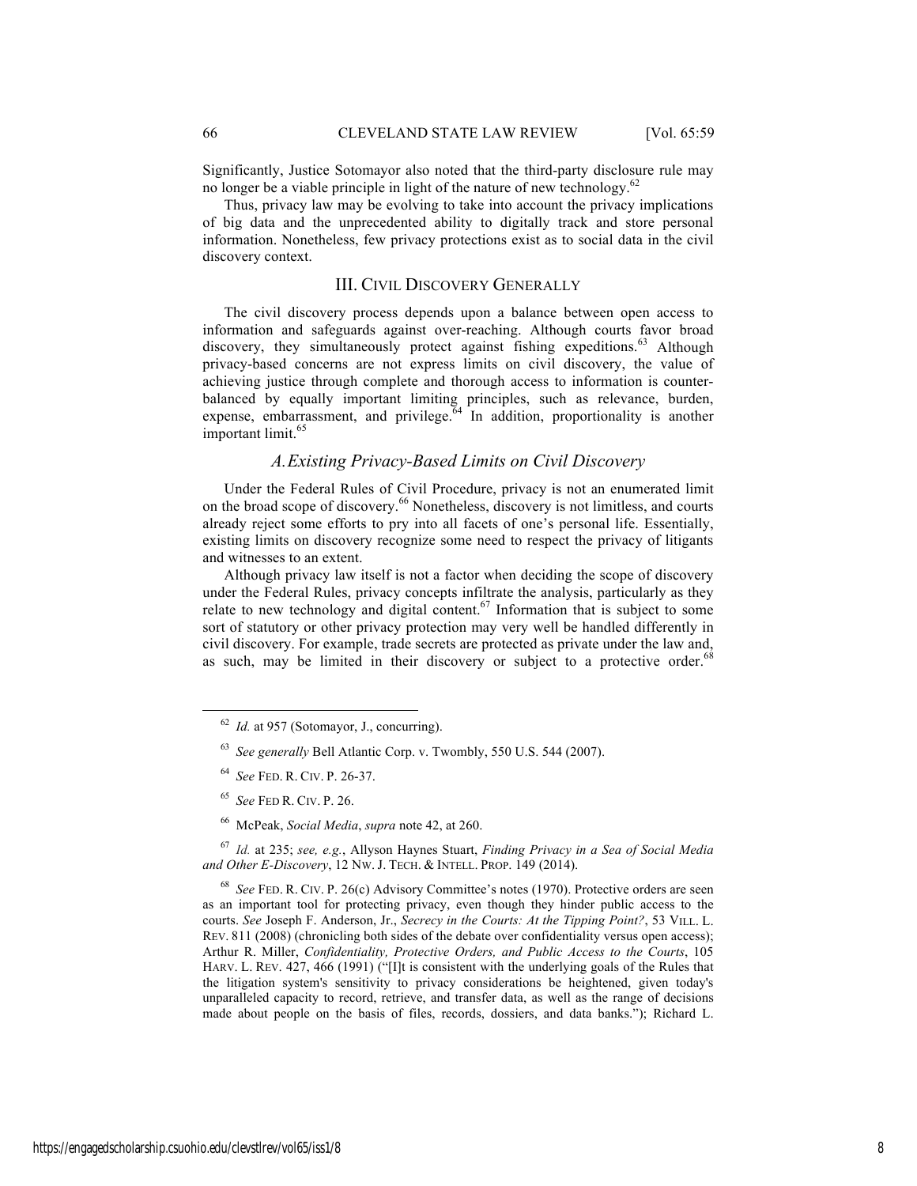Significantly, Justice Sotomayor also noted that the third-party disclosure rule may no longer be a viable principle in light of the nature of new technology.[62]

Thus, privacy law may be evolving to take into account the privacy implications of big data and the unprecedented ability to digitally track and store personal information. Nonetheless, few privacy protections exist as to social data in the civil discovery context.

## III. Civil Discovery Generally

The civil discovery process depends upon a balance between open access to information and safeguards against over-reaching. Although courts favor broad discovery, they simultaneously protect against fishing expeditions.[63] Although privacy-based concerns are not express limits on civil discovery, the value of achieving justice through complete and thorough access to information is counter-balanced by equally important limiting principles, such as relevance, burden, expense, embarrassment, and privilege.[64] In addition, proportionality is another important limit.[65]

### *A. Existing Privacy-Based Limits on Civil Discovery*

Under the Federal Rules of Civil Procedure, privacy is not an enumerated limit on the broad scope of discovery.[66] Nonetheless, discovery is not limitless, and courts already reject some efforts to pry into all facets of one's personal life. Essentially, existing limits on discovery recognize some need to respect the privacy of litigants and witnesses to an extent.

Although privacy law itself is not a factor when deciding the scope of discovery under the Federal Rules, privacy concepts infiltrate the analysis, particularly as they relate to new technology and digital content.[67] Information that is subject to some sort of statutory or other privacy protection may very well be handled differently in civil discovery. For example, trade secrets are protected as private under the law and, as such, may be limited in their discovery or subject to a protective order.[68]

---

[62] *Id.* at 957 (Sotomayor, J., concurring).

[63] *See generally* Bell Atlantic Corp. v. Twombly, 550 U.S. 544 (2007).

[64] *See* FED. R. CIV. P. 26-37.

[65] *See* FED R. CIV. P. 26.

[66] McPeak, *Social Media*, *supra* note 42, at 260.

[67] *Id.* at 235; *see, e.g.*, Allyson Haynes Stuart, *Finding Privacy in a Sea of Social Media and Other E-Discovery*, 12 NW. J. TECH. & INTELL. PROP. 149 (2014).

[68] *See* FED. R. CIV. P. 26(c) Advisory Committee's notes (1970). Protective orders are seen as an important tool for protecting privacy, even though they hinder public access to the courts. *See* Joseph F. Anderson, Jr., *Secrecy in the Courts: At the Tipping Point?*, 53 VILL. L. REV. 811 (2008) (chronicling both sides of the debate over confidentiality versus open access); Arthur R. Miller, *Confidentiality, Protective Orders, and Public Access to the Courts*, 105 HARV. L. REV. 427, 466 (1991) ("[I]t is consistent with the underlying goals of the Rules that the litigation system's sensitivity to privacy considerations be heightened, given today's unparalleled capacity to record, retrieve, and transfer data, as well as the range of decisions made about people on the basis of files, records, dossiers, and data banks."); Richard L.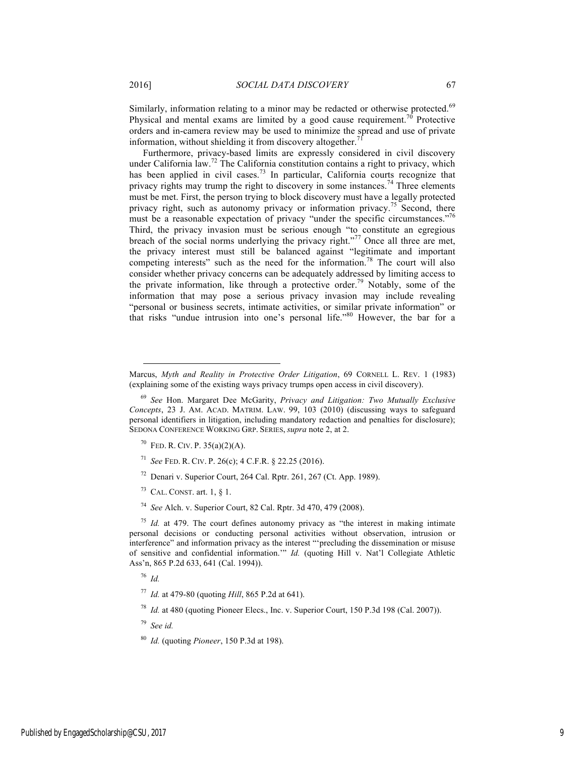Similarly, information relating to a minor may be redacted or otherwise protected.[69] Physical and mental exams are limited by a good cause requirement.[70] Protective orders and in-camera review may be used to minimize the spread and use of private information, without shielding it from discovery altogether.[71]

Furthermore, privacy-based limits are expressly considered in civil discovery under California law.[72] The California constitution contains a right to privacy, which has been applied in civil cases.[73] In particular, California courts recognize that privacy rights may trump the right to discovery in some instances.[74] Three elements must be met. First, the person trying to block discovery must have a legally protected privacy right, such as autonomy privacy or information privacy.[75] Second, there must be a reasonable expectation of privacy "under the specific circumstances."[76] Third, the privacy invasion must be serious enough "to constitute an egregious breach of the social norms underlying the privacy right."[77] Once all three are met, the privacy interest must still be balanced against "legitimate and important competing interests" such as the need for the information.[78] The court will also consider whether privacy concerns can be adequately addressed by limiting access to the private information, like through a protective order.[79] Notably, some of the information that may pose a serious privacy invasion may include revealing "personal or business secrets, intimate activities, or similar private information" or that risks "undue intrusion into one's personal life."[80] However, the bar for a

---

Marcus, *Myth and Reality in Protective Order Litigation*, 69 CORNELL L. REV. 1 (1983) (explaining some of the existing ways privacy trumps open access in civil discovery).

[69] *See* Hon. Margaret Dee McGarity, *Privacy and Litigation: Two Mutually Exclusive Concepts*, 23 J. AM. ACAD. MATRIM. LAW. 99, 103 (2010) (discussing ways to safeguard personal identifiers in litigation, including mandatory redaction and penalties for disclosure); SEDONA CONFERENCE WORKING GRP. SERIES, *supra* note 2, at 2.

[70] FED. R. CIV. P. 35(a)(2)(A).

[71] *See* FED. R. CIV. P. 26(c); 4 C.F.R. § 22.25 (2016).

[72] Denari v. Superior Court, 264 Cal. Rptr. 261, 267 (Ct. App. 1989).

[73] CAL. CONST. art. 1, § 1.

[74] *See* Alch. v. Superior Court, 82 Cal. Rptr. 3d 470, 479 (2008).

[75] *Id.* at 479. The court defines autonomy privacy as "the interest in making intimate personal decisions or conducting personal activities without observation, intrusion or interference" and information privacy as the interest "'precluding the dissemination or misuse of sensitive and confidential information.'" *Id.* (quoting Hill v. Nat'l Collegiate Athletic Ass'n, 865 P.2d 633, 641 (Cal. 1994)).

[76] *Id.*

[77] *Id.* at 479-80 (quoting *Hill*, 865 P.2d at 641).

[78] *Id.* at 480 (quoting Pioneer Elecs., Inc. v. Superior Court, 150 P.3d 198 (Cal. 2007)).

[79] *See id.*

[80] *Id.* (quoting *Pioneer*, 150 P.3d at 198).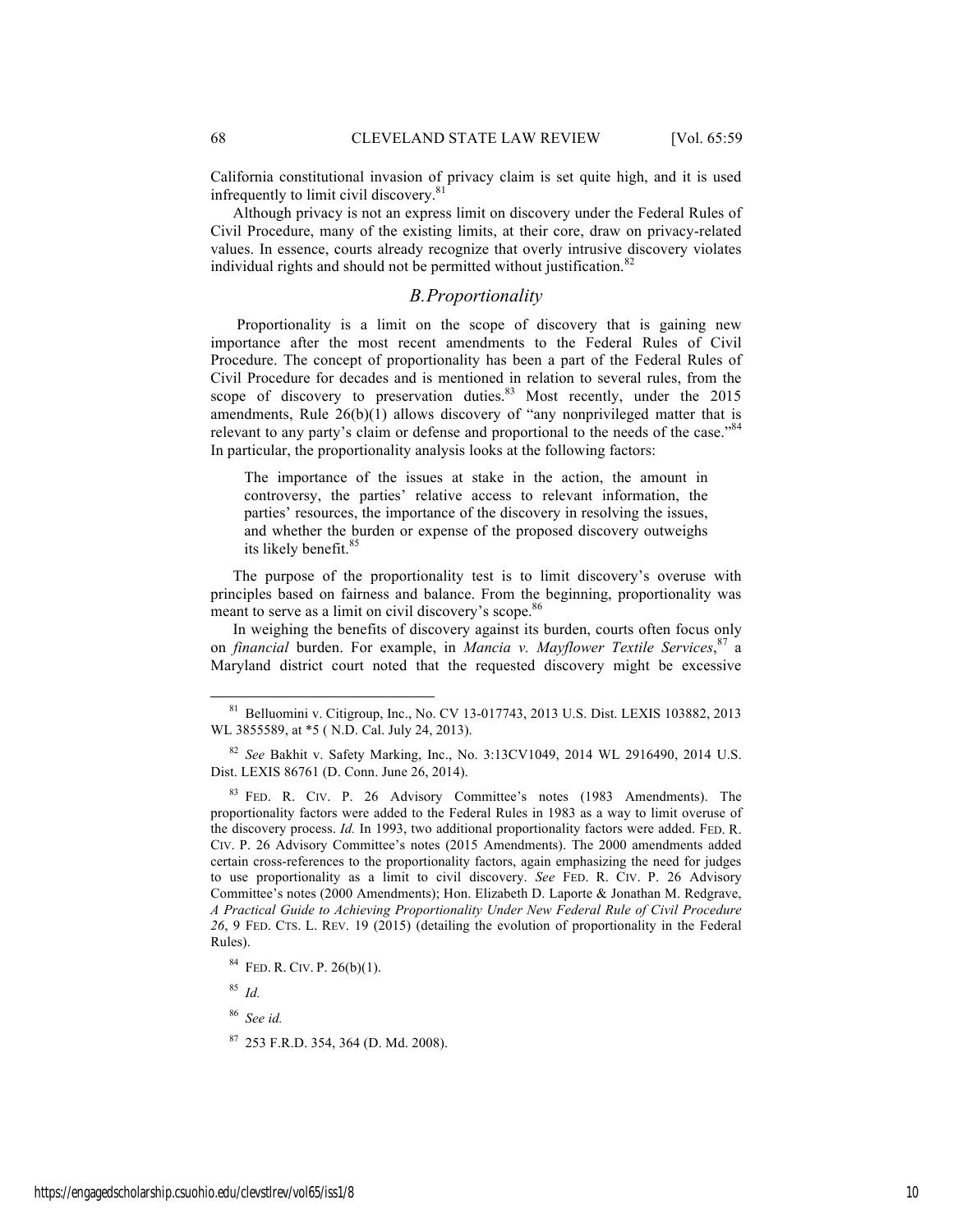California constitutional invasion of privacy claim is set quite high, and it is used infrequently to limit civil discovery.[81]

Although privacy is not an express limit on discovery under the Federal Rules of Civil Procedure, many of the existing limits, at their core, draw on privacy-related values. In essence, courts already recognize that overly intrusive discovery violates individual rights and should not be permitted without justification.[82]

### *B. Proportionality*

Proportionality is a limit on the scope of discovery that is gaining new importance after the most recent amendments to the Federal Rules of Civil Procedure. The concept of proportionality has been a part of the Federal Rules of Civil Procedure for decades and is mentioned in relation to several rules, from the scope of discovery to preservation duties.[83] Most recently, under the 2015 amendments, Rule 26(b)(1) allows discovery of "any nonprivileged matter that is relevant to any party's claim or defense and proportional to the needs of the case."[84] In particular, the proportionality analysis looks at the following factors:

> The importance of the issues at stake in the action, the amount in controversy, the parties' relative access to relevant information, the parties' resources, the importance of the discovery in resolving the issues, and whether the burden or expense of the proposed discovery outweighs its likely benefit.[85]

The purpose of the proportionality test is to limit discovery's overuse with principles based on fairness and balance. From the beginning, proportionality was meant to serve as a limit on civil discovery's scope.[86]

In weighing the benefits of discovery against its burden, courts often focus only on *financial* burden. For example, in *Mancia v. Mayflower Textile Services*,[87] a Maryland district court noted that the requested discovery might be excessive

---

[81] Belluomini v. Citigroup, Inc., No. CV 13-017743, 2013 U.S. Dist. LEXIS 103882, 2013 WL 3855589, at *5 ( N.D. Cal. July 24, 2013).

[82] *See* Bakhit v. Safety Marking, Inc., No. 3:13CV1049, 2014 WL 2916490, 2014 U.S. Dist. LEXIS 86761 (D. Conn. June 26, 2014).

[83] FED. R. CIV. P. 26 Advisory Committee's notes (1983 Amendments). The proportionality factors were added to the Federal Rules in 1983 as a way to limit overuse of the discovery process. *Id.* In 1993, two additional proportionality factors were added. FED. R. CIV. P. 26 Advisory Committee's notes (2015 Amendments). The 2000 amendments added certain cross-references to the proportionality factors, again emphasizing the need for judges to use proportionality as a limit to civil discovery. *See* FED. R. CIV. P. 26 Advisory Committee's notes (2000 Amendments); Hon. Elizabeth D. Laporte & Jonathan M. Redgrave, *A Practical Guide to Achieving Proportionality Under New Federal Rule of Civil Procedure 26*, 9 FED. CTS. L. REV. 19 (2015) (detailing the evolution of proportionality in the Federal Rules).

[84] FED. R. CIV. P. 26(b)(1).

[85] *Id.*

[86] *See id.*

[87] 253 F.R.D. 354, 364 (D. Md. 2008).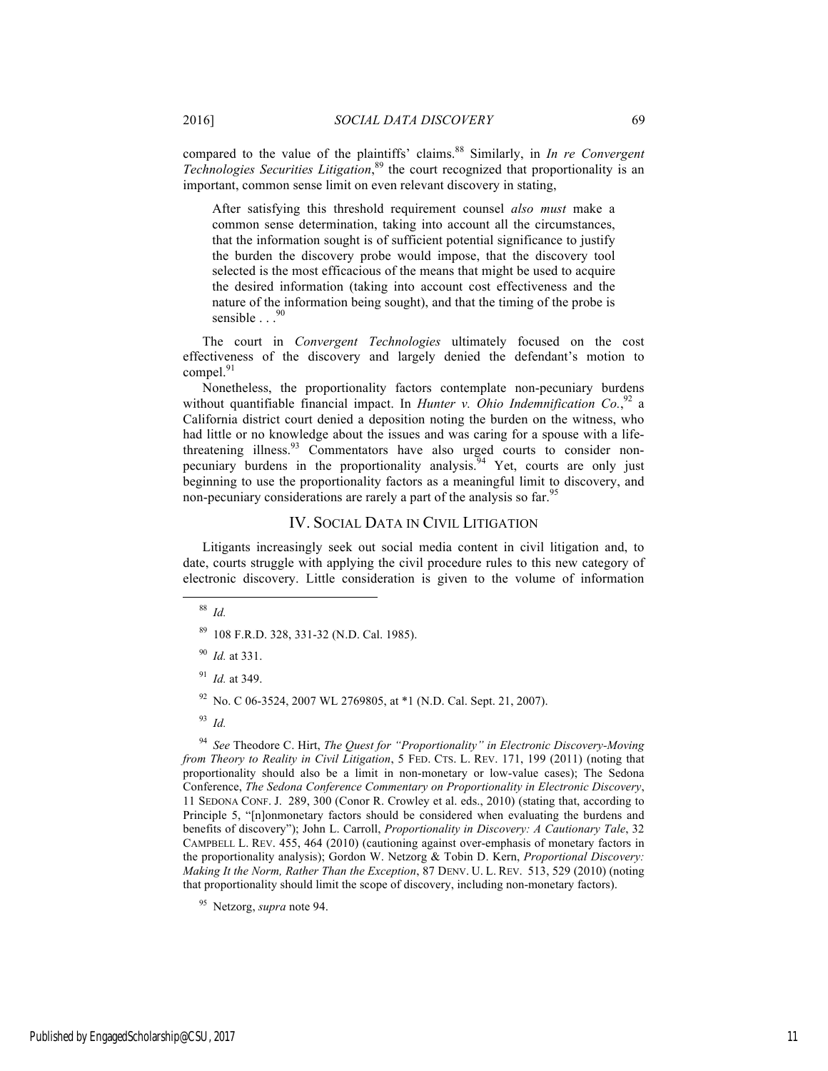compared to the value of the plaintiffs' claims.[88] Similarly, in *In re Convergent Technologies Securities Litigation*,[89] the court recognized that proportionality is an important, common sense limit on even relevant discovery in stating,

> After satisfying this threshold requirement counsel *also must* make a common sense determination, taking into account all the circumstances, that the information sought is of sufficient potential significance to justify the burden the discovery probe would impose, that the discovery tool selected is the most efficacious of the means that might be used to acquire the desired information (taking into account cost effectiveness and the nature of the information being sought), and that the timing of the probe is sensible . . .[90]

The court in *Convergent Technologies* ultimately focused on the cost effectiveness of the discovery and largely denied the defendant's motion to compel.[91]

Nonetheless, the proportionality factors contemplate non-pecuniary burdens without quantifiable financial impact. In *Hunter v. Ohio Indemnification Co.*,[92] a California district court denied a deposition noting the burden on the witness, who had little or no knowledge about the issues and was caring for a spouse with a life-threatening illness.[93] Commentators have also urged courts to consider non-pecuniary burdens in the proportionality analysis.[94] Yet, courts are only just beginning to use the proportionality factors as a meaningful limit to discovery, and non-pecuniary considerations are rarely a part of the analysis so far.[95]

## IV. SOCIAL DATA IN CIVIL LITIGATION

Litigants increasingly seek out social media content in civil litigation and, to date, courts struggle with applying the civil procedure rules to this new category of electronic discovery. Little consideration is given to the volume of information

---

[88] *Id.*

[89] 108 F.R.D. 328, 331-32 (N.D. Cal. 1985).

[90] *Id.* at 331.

[91] *Id.* at 349.

[92] No. C 06-3524, 2007 WL 2769805, at *1 (N.D. Cal. Sept. 21, 2007).

[93] *Id.*

[94] *See* Theodore C. Hirt, *The Quest for "Proportionality" in Electronic Discovery-Moving from Theory to Reality in Civil Litigation*, 5 FED. CTS. L. REV. 171, 199 (2011) (noting that proportionality should also be a limit in non-monetary or low-value cases); The Sedona Conference, *The Sedona Conference Commentary on Proportionality in Electronic Discovery*, 11 SEDONA CONF. J. 289, 300 (Conor R. Crowley et al. eds., 2010) (stating that, according to Principle 5, "[n]onmonetary factors should be considered when evaluating the burdens and benefits of discovery"); John L. Carroll, *Proportionality in Discovery: A Cautionary Tale*, 32 CAMPBELL L. REV. 455, 464 (2010) (cautioning against over-emphasis of monetary factors in the proportionality analysis); Gordon W. Netzorg & Tobin D. Kern, *Proportional Discovery: Making It the Norm, Rather Than the Exception*, 87 DENV. U. L. REV. 513, 529 (2010) (noting that proportionality should limit the scope of discovery, including non-monetary factors).

[95] Netzorg, *supra* note 94.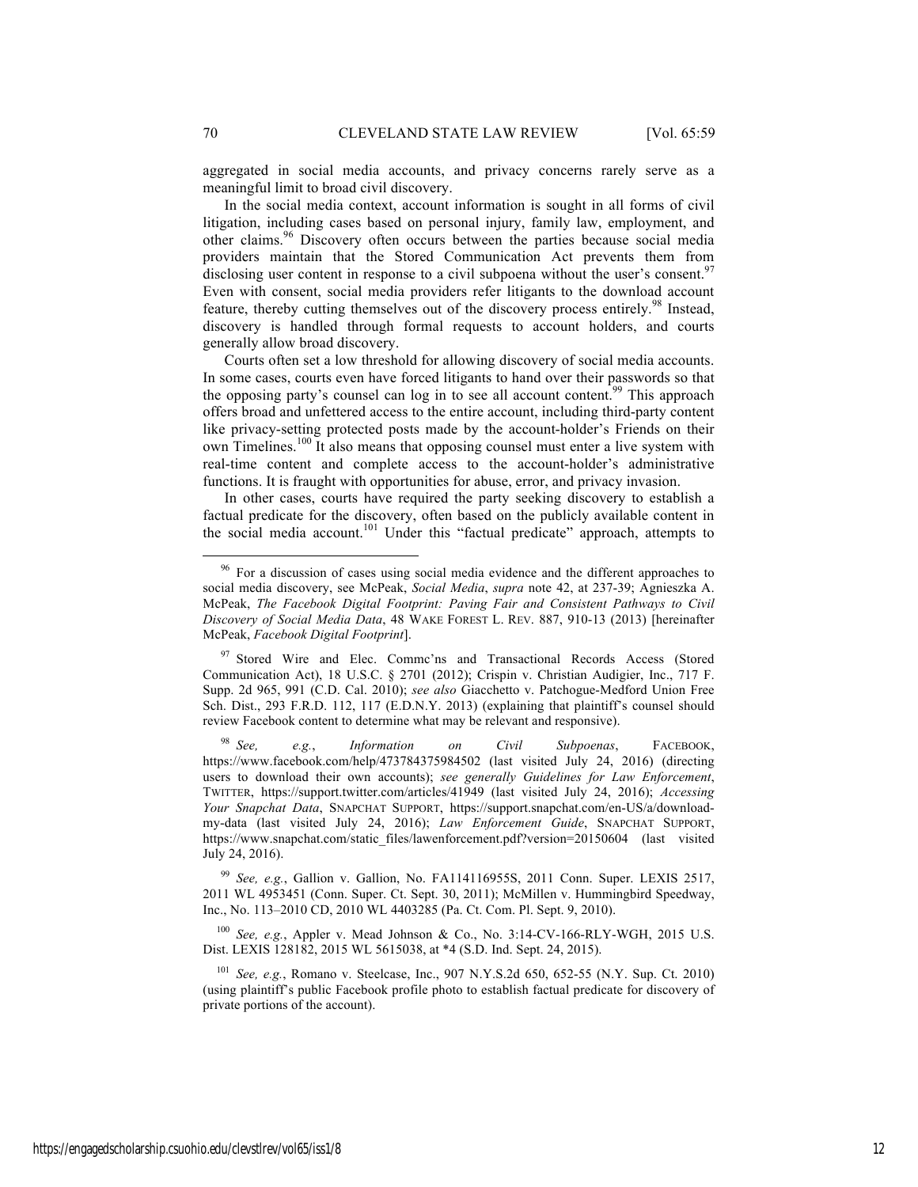aggregated in social media accounts, and privacy concerns rarely serve as a meaningful limit to broad civil discovery.

In the social media context, account information is sought in all forms of civil litigation, including cases based on personal injury, family law, employment, and other claims.[96] Discovery often occurs between the parties because social media providers maintain that the Stored Communication Act prevents them from disclosing user content in response to a civil subpoena without the user's consent.[97] Even with consent, social media providers refer litigants to the download account feature, thereby cutting themselves out of the discovery process entirely.[98] Instead, discovery is handled through formal requests to account holders, and courts generally allow broad discovery.

Courts often set a low threshold for allowing discovery of social media accounts. In some cases, courts even have forced litigants to hand over their passwords so that the opposing party's counsel can log in to see all account content.[99] This approach offers broad and unfettered access to the entire account, including third-party content like privacy-setting protected posts made by the account-holder's Friends on their own Timelines.[100] It also means that opposing counsel must enter a live system with real-time content and complete access to the account-holder's administrative functions. It is fraught with opportunities for abuse, error, and privacy invasion.

In other cases, courts have required the party seeking discovery to establish a factual predicate for the discovery, often based on the publicly available content in the social media account.[101] Under this "factual predicate" approach, attempts to

---

[96] For a discussion of cases using social media evidence and the different approaches to social media discovery, see McPeak, *Social Media*, *supra* note 42, at 237-39; Agnieszka A. McPeak, *The Facebook Digital Footprint: Paving Fair and Consistent Pathways to Civil Discovery of Social Media Data*, 48 WAKE FOREST L. REV. 887, 910-13 (2013) [hereinafter McPeak, *Facebook Digital Footprint*].

[97] Stored Wire and Elec. Commc'ns and Transactional Records Access (Stored Communication Act), 18 U.S.C. § 2701 (2012); Crispin v. Christian Audigier, Inc., 717 F. Supp. 2d 965, 991 (C.D. Cal. 2010); *see also* Giacchetto v. Patchogue-Medford Union Free Sch. Dist., 293 F.R.D. 112, 117 (E.D.N.Y. 2013) (explaining that plaintiff's counsel should review Facebook content to determine what may be relevant and responsive).

[98] *See, e.g.*, *Information on Civil Subpoenas*, FACEBOOK, https://www.facebook.com/help/473784375984502 (last visited July 24, 2016) (directing users to download their own accounts); *see generally Guidelines for Law Enforcement*, TWITTER, https://support.twitter.com/articles/41949 (last visited July 24, 2016); *Accessing Your Snapchat Data*, SNAPCHAT SUPPORT, https://support.snapchat.com/en-US/a/download-my-data (last visited July 24, 2016); *Law Enforcement Guide*, SNAPCHAT SUPPORT, https://www.snapchat.com/static_files/lawenforcement.pdf?version=20150604 (last visited July 24, 2016).

[99] *See, e.g.*, Gallion v. Gallion, No. FA114116955S, 2011 Conn. Super. LEXIS 2517, 2011 WL 4953451 (Conn. Super. Ct. Sept. 30, 2011); McMillen v. Hummingbird Speedway, Inc., No. 113–2010 CD, 2010 WL 4403285 (Pa. Ct. Com. Pl. Sept. 9, 2010).

[100] *See, e.g.*, Appler v. Mead Johnson & Co., No. 3:14-CV-166-RLY-WGH, 2015 U.S. Dist. LEXIS 128182, 2015 WL 5615038, at *4 (S.D. Ind. Sept. 24, 2015).

[101] *See, e.g.*, Romano v. Steelcase, Inc., 907 N.Y.S.2d 650, 652-55 (N.Y. Sup. Ct. 2010) (using plaintiff's public Facebook profile photo to establish factual predicate for discovery of private portions of the account).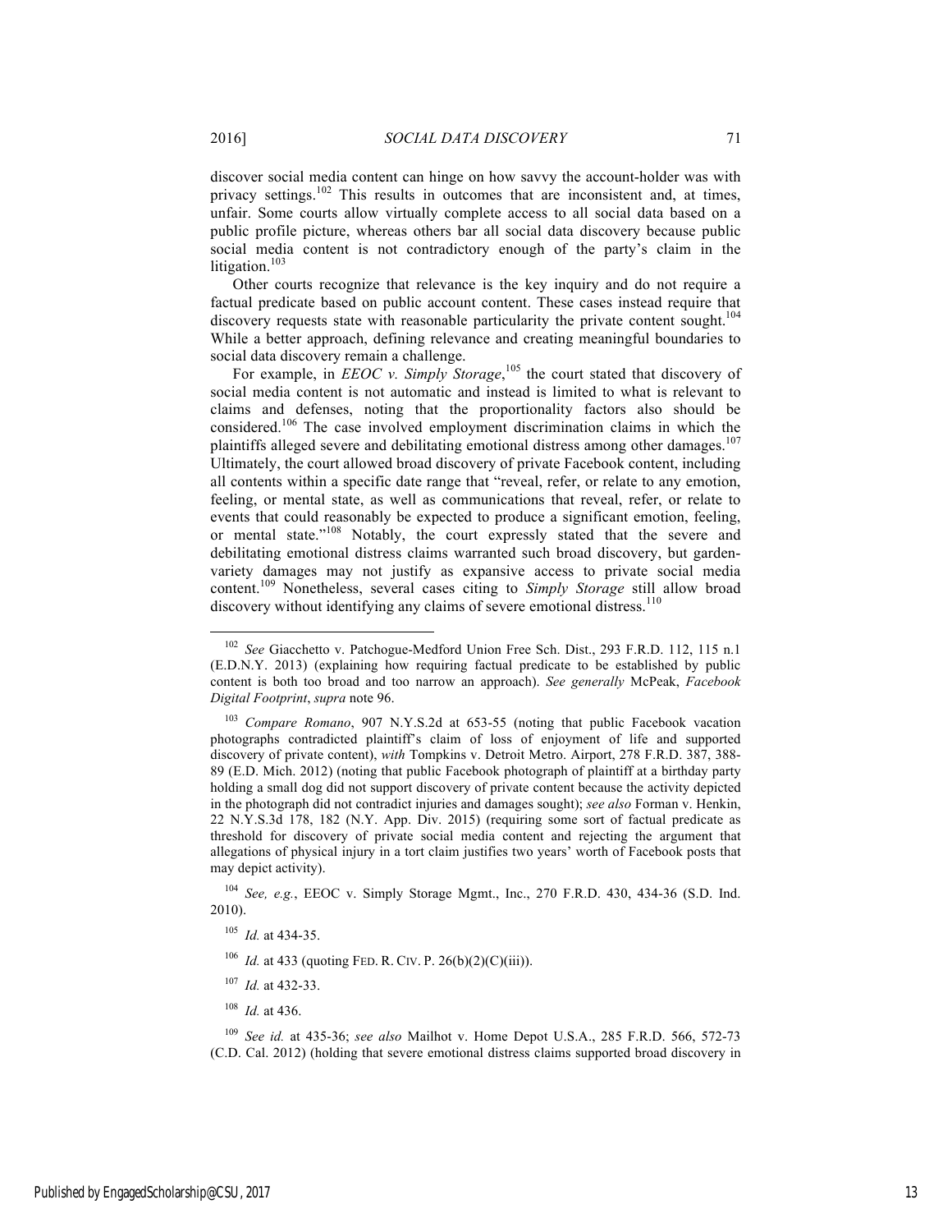discover social media content can hinge on how savvy the account-holder was with privacy settings.[102] This results in outcomes that are inconsistent and, at times, unfair. Some courts allow virtually complete access to all social data based on a public profile picture, whereas others bar all social data discovery because public social media content is not contradictory enough of the party's claim in the litigation.[103]

Other courts recognize that relevance is the key inquiry and do not require a factual predicate based on public account content. These cases instead require that discovery requests state with reasonable particularity the private content sought.[104] While a better approach, defining relevance and creating meaningful boundaries to social data discovery remain a challenge.

For example, in *EEOC v. Simply Storage*,[105] the court stated that discovery of social media content is not automatic and instead is limited to what is relevant to claims and defenses, noting that the proportionality factors also should be considered.[106] The case involved employment discrimination claims in which the plaintiffs alleged severe and debilitating emotional distress among other damages.[107] Ultimately, the court allowed broad discovery of private Facebook content, including all contents within a specific date range that "reveal, refer, or relate to any emotion, feeling, or mental state, as well as communications that reveal, refer, or relate to events that could reasonably be expected to produce a significant emotion, feeling, or mental state."[108] Notably, the court expressly stated that the severe and debilitating emotional distress claims warranted such broad discovery, but garden-variety damages may not justify as expansive access to private social media content.[109] Nonetheless, several cases citing to *Simply Storage* still allow broad discovery without identifying any claims of severe emotional distress.[110]

---

[102] *See* Giacchetto v. Patchogue-Medford Union Free Sch. Dist., 293 F.R.D. 112, 115 n.1 (E.D.N.Y. 2013) (explaining how requiring factual predicate to be established by public content is both too broad and too narrow an approach). *See generally* McPeak, *Facebook Digital Footprint*, *supra* note 96.

[103] *Compare Romano*, 907 N.Y.S.2d at 653-55 (noting that public Facebook vacation photographs contradicted plaintiff's claim of loss of enjoyment of life and supported discovery of private content), *with* Tompkins v. Detroit Metro. Airport, 278 F.R.D. 387, 388-89 (E.D. Mich. 2012) (noting that public Facebook photograph of plaintiff at a birthday party holding a small dog did not support discovery of private content because the activity depicted in the photograph did not contradict injuries and damages sought); *see also* Forman v. Henkin, 22 N.Y.S.3d 178, 182 (N.Y. App. Div. 2015) (requiring some sort of factual predicate as threshold for discovery of private social media content and rejecting the argument that allegations of physical injury in a tort claim justifies two years' worth of Facebook posts that may depict activity).

[104] *See, e.g.*, EEOC v. Simply Storage Mgmt., Inc., 270 F.R.D. 430, 434-36 (S.D. Ind. 2010).

[105] *Id.* at 434-35.

[106] *Id.* at 433 (quoting FED. R. CIV. P. 26(b)(2)(C)(iii)).

[107] *Id.* at 432-33.

[108] *Id.* at 436.

[109] *See id.* at 435-36; *see also* Mailhot v. Home Depot U.S.A., 285 F.R.D. 566, 572-73 (C.D. Cal. 2012) (holding that severe emotional distress claims supported broad discovery in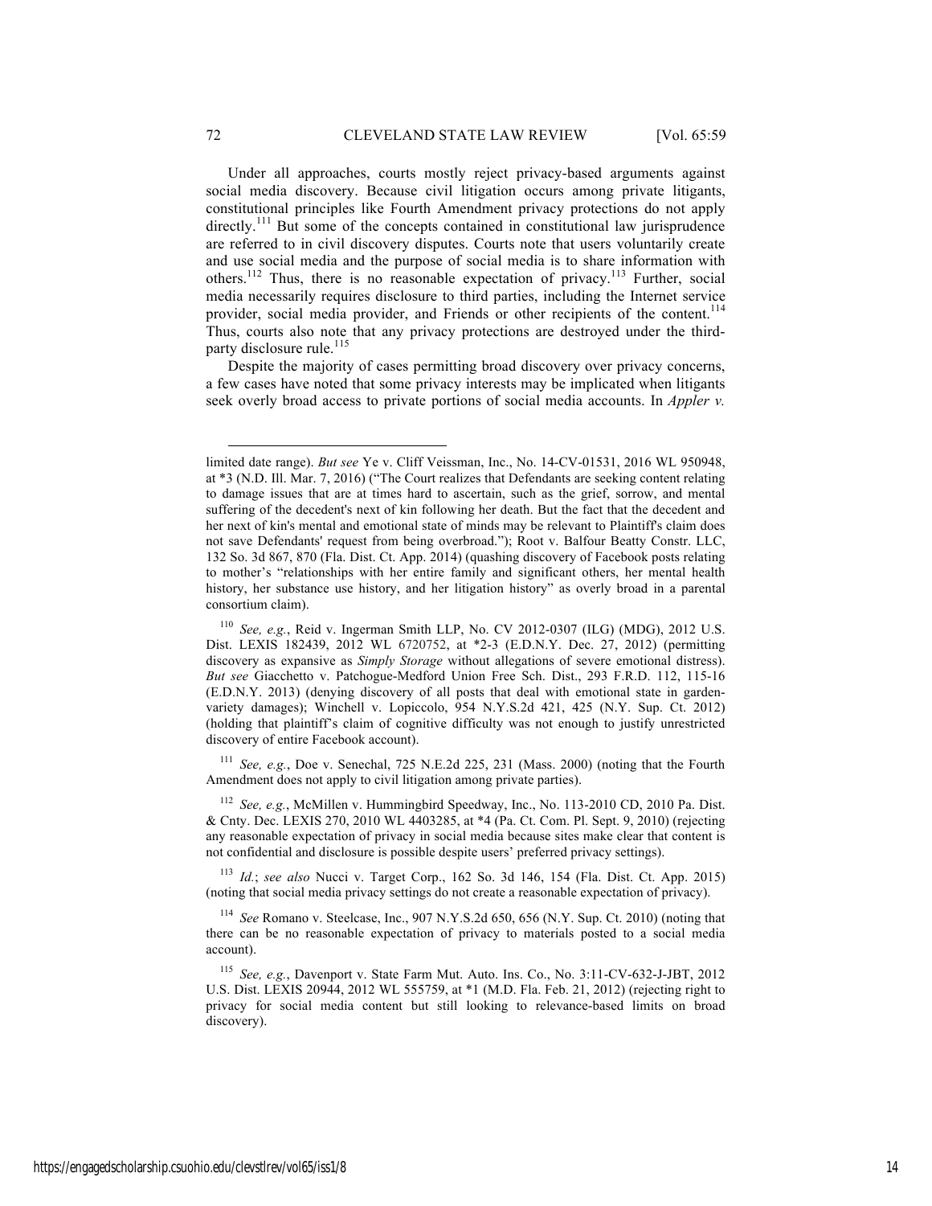Under all approaches, courts mostly reject privacy-based arguments against social media discovery. Because civil litigation occurs among private litigants, constitutional principles like Fourth Amendment privacy protections do not apply directly.[111] But some of the concepts contained in constitutional law jurisprudence are referred to in civil discovery disputes. Courts note that users voluntarily create and use social media and the purpose of social media is to share information with others.[112] Thus, there is no reasonable expectation of privacy.[113] Further, social media necessarily requires disclosure to third parties, including the Internet service provider, social media provider, and Friends or other recipients of the content.[114] Thus, courts also note that any privacy protections are destroyed under the third-party disclosure rule.[115]

Despite the majority of cases permitting broad discovery over privacy concerns, a few cases have noted that some privacy interests may be implicated when litigants seek overly broad access to private portions of social media accounts. In *Appler v.*

---

limited date range). *But see* Ye v. Cliff Veissman, Inc., No. 14-CV-01531, 2016 WL 950948, at \*3 (N.D. Ill. Mar. 7, 2016) ("The Court realizes that Defendants are seeking content relating to damage issues that are at times hard to ascertain, such as the grief, sorrow, and mental suffering of the decedent's next of kin following her death. But the fact that the decedent and her next of kin's mental and emotional state of minds may be relevant to Plaintiff's claim does not save Defendants' request from being overbroad."); Root v. Balfour Beatty Constr. LLC, 132 So. 3d 867, 870 (Fla. Dist. Ct. App. 2014) (quashing discovery of Facebook posts relating to mother's "relationships with her entire family and significant others, her mental health history, her substance use history, and her litigation history" as overly broad in a parental consortium claim).

[110] *See, e.g.*, Reid v. Ingerman Smith LLP, No. CV 2012-0307 (ILG) (MDG), 2012 U.S. Dist. LEXIS 182439, 2012 WL 6720752, at \*2-3 (E.D.N.Y. Dec. 27, 2012) (permitting discovery as expansive as *Simply Storage* without allegations of severe emotional distress). *But see* Giacchetto v. Patchogue-Medford Union Free Sch. Dist., 293 F.R.D. 112, 115-16 (E.D.N.Y. 2013) (denying discovery of all posts that deal with emotional state in garden-variety damages); Winchell v. Lopiccolo, 954 N.Y.S.2d 421, 425 (N.Y. Sup. Ct. 2012) (holding that plaintiff's claim of cognitive difficulty was not enough to justify unrestricted discovery of entire Facebook account).

[111] *See, e.g.*, Doe v. Senechal, 725 N.E.2d 225, 231 (Mass. 2000) (noting that the Fourth Amendment does not apply to civil litigation among private parties).

[112] *See, e.g.*, McMillen v. Hummingbird Speedway, Inc., No. 113-2010 CD, 2010 Pa. Dist. & Cnty. Dec. LEXIS 270, 2010 WL 4403285, at \*4 (Pa. Ct. Com. Pl. Sept. 9, 2010) (rejecting any reasonable expectation of privacy in social media because sites make clear that content is not confidential and disclosure is possible despite users' preferred privacy settings).

[113] *Id.*; *see also* Nucci v. Target Corp., 162 So. 3d 146, 154 (Fla. Dist. Ct. App. 2015) (noting that social media privacy settings do not create a reasonable expectation of privacy).

[114] *See* Romano v. Steelcase, Inc., 907 N.Y.S.2d 650, 656 (N.Y. Sup. Ct. 2010) (noting that there can be no reasonable expectation of privacy to materials posted to a social media account).

[115] *See, e.g.*, Davenport v. State Farm Mut. Auto. Ins. Co., No. 3:11-CV-632-J-JBT, 2012 U.S. Dist. LEXIS 20944, 2012 WL 555759, at \*1 (M.D. Fla. Feb. 21, 2012) (rejecting right to privacy for social media content but still looking to relevance-based limits on broad discovery).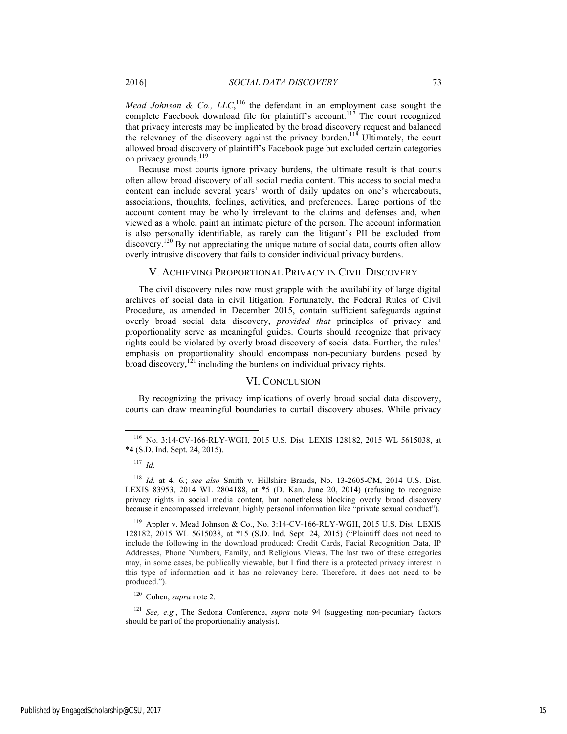*Mead Johnson & Co., LLC*,[116] the defendant in an employment case sought the complete Facebook download file for plaintiff's account.[117] The court recognized that privacy interests may be implicated by the broad discovery request and balanced the relevancy of the discovery against the privacy burden.[118] Ultimately, the court allowed broad discovery of plaintiff's Facebook page but excluded certain categories on privacy grounds.[119]

Because most courts ignore privacy burdens, the ultimate result is that courts often allow broad discovery of all social media content. This access to social media content can include several years' worth of daily updates on one's whereabouts, associations, thoughts, feelings, activities, and preferences. Large portions of the account content may be wholly irrelevant to the claims and defenses and, when viewed as a whole, paint an intimate picture of the person. The account information is also personally identifiable, as rarely can the litigant's PII be excluded from discovery.[120] By not appreciating the unique nature of social data, courts often allow overly intrusive discovery that fails to consider individual privacy burdens.

## V. Achieving Proportional Privacy in Civil Discovery

The civil discovery rules now must grapple with the availability of large digital archives of social data in civil litigation. Fortunately, the Federal Rules of Civil Procedure, as amended in December 2015, contain sufficient safeguards against overly broad social data discovery, *provided that* principles of privacy and proportionality serve as meaningful guides. Courts should recognize that privacy rights could be violated by overly broad discovery of social data. Further, the rules' emphasis on proportionality should encompass non-pecuniary burdens posed by broad discovery,[121] including the burdens on individual privacy rights.

## VI. Conclusion

By recognizing the privacy implications of overly broad social data discovery, courts can draw meaningful boundaries to curtail discovery abuses. While privacy

---

[116] No. 3:14-CV-166-RLY-WGH, 2015 U.S. Dist. LEXIS 128182, 2015 WL 5615038, at *4 (S.D. Ind. Sept. 24, 2015).

[117] *Id.*

[118] *Id.* at 4, 6.; *see also* Smith v. Hillshire Brands, No. 13-2605-CM, 2014 U.S. Dist. LEXIS 83953, 2014 WL 2804188, at *5 (D. Kan. June 20, 2014) (refusing to recognize privacy rights in social media content, but nonetheless blocking overly broad discovery because it encompassed irrelevant, highly personal information like "private sexual conduct").

[119] Appler v. Mead Johnson & Co., No. 3:14-CV-166-RLY-WGH, 2015 U.S. Dist. LEXIS 128182, 2015 WL 5615038, at *15 (S.D. Ind. Sept. 24, 2015) ("Plaintiff does not need to include the following in the download produced: Credit Cards, Facial Recognition Data, IP Addresses, Phone Numbers, Family, and Religious Views. The last two of these categories may, in some cases, be publically viewable, but I find there is a protected privacy interest in this type of information and it has no relevancy here. Therefore, it does not need to be produced.").

[120] Cohen, *supra* note 2.

[121] *See, e.g.*, The Sedona Conference, *supra* note 94 (suggesting non-pecuniary factors should be part of the proportionality analysis).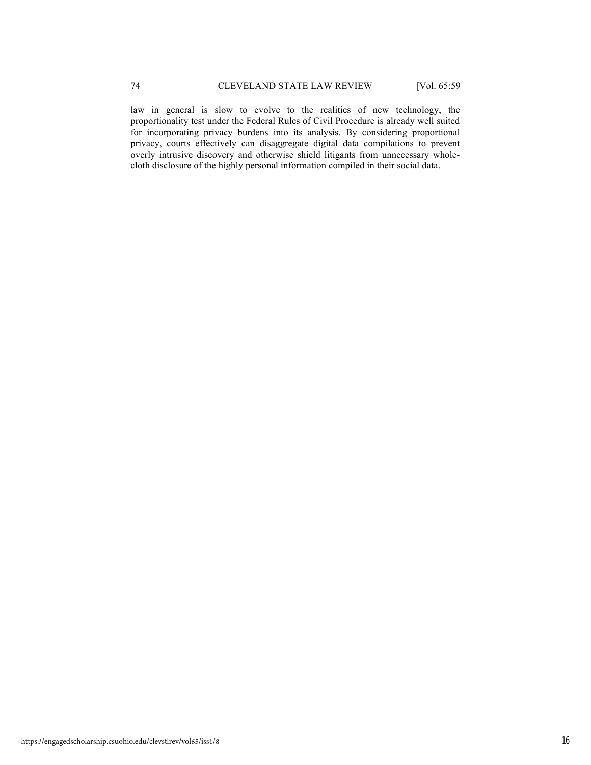law in general is slow to evolve to the realities of new technology, the proportionality test under the Federal Rules of Civil Procedure is already well suited for incorporating privacy burdens into its analysis. By considering proportional privacy, courts effectively can disaggregate digital data compilations to prevent overly intrusive discovery and otherwise shield litigants from unnecessary whole-cloth disclosure of the highly personal information compiled in their social data.